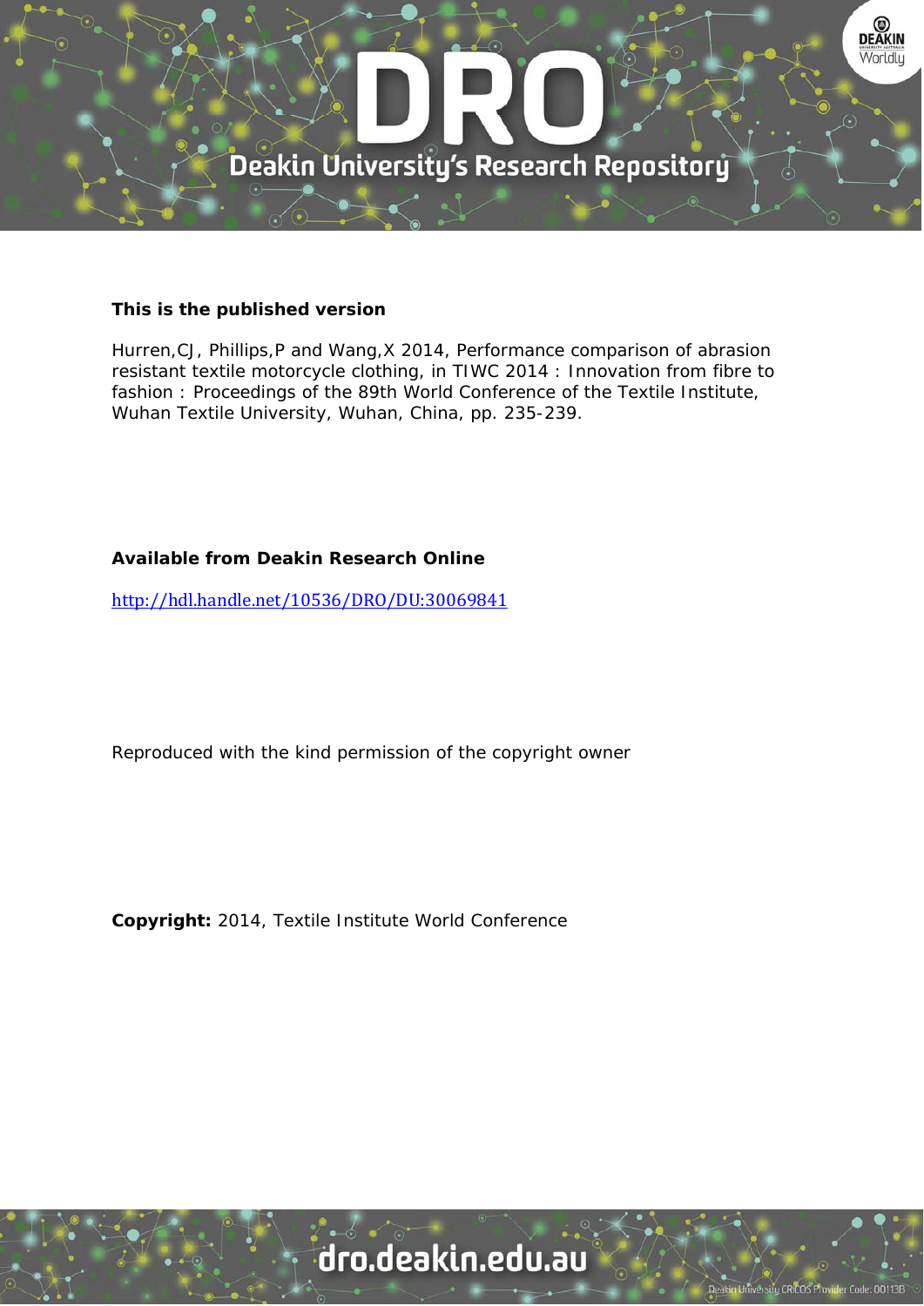**This is the published version**

Hurren,CJ, Phillips,P and Wang,X 2014, Performance comparison of abrasion resistant textile motorcycle clothing, in TIWC 2014 : Innovation from fibre to fashion : Proceedings of the 89th World Conference of the Textile Institute, Wuhan Textile University, Wuhan, China, pp. 235-239.

**Available from Deakin Research Online**

http://hdl.handle.net/10536/DRO/DU:30069841

Reproduced with the kind permission of the copyright owner

**Copyright:** 2014, Textile Institute World Conference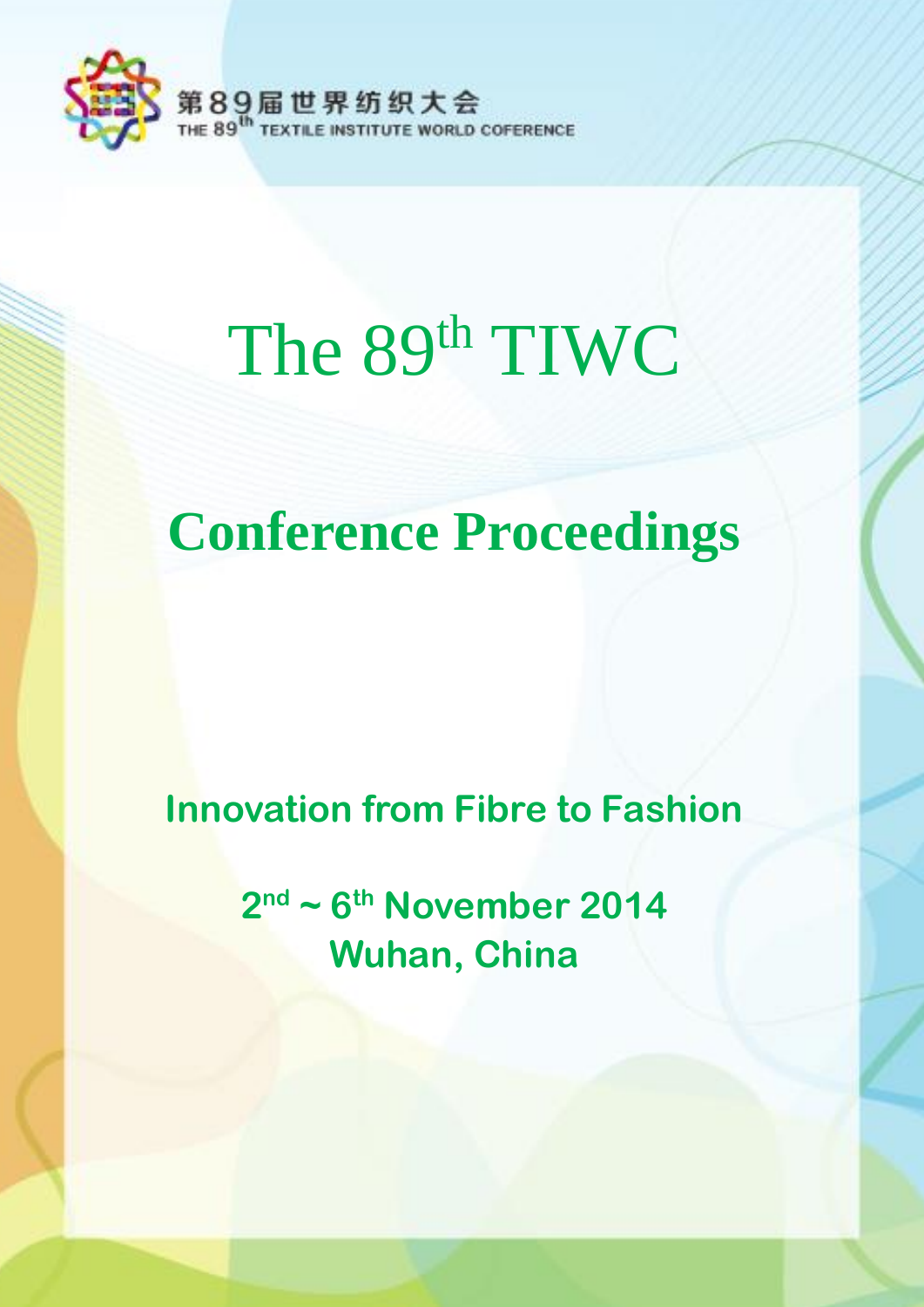第89届世界纺织大会
THE 89th TEXTILE INSTITUTE WORLD COFERENCE

# The 89th TIWC

## Conference Proceedings

**Innovation from Fibre to Fashion**

**2nd ~ 6th November 2014**
**Wuhan, China**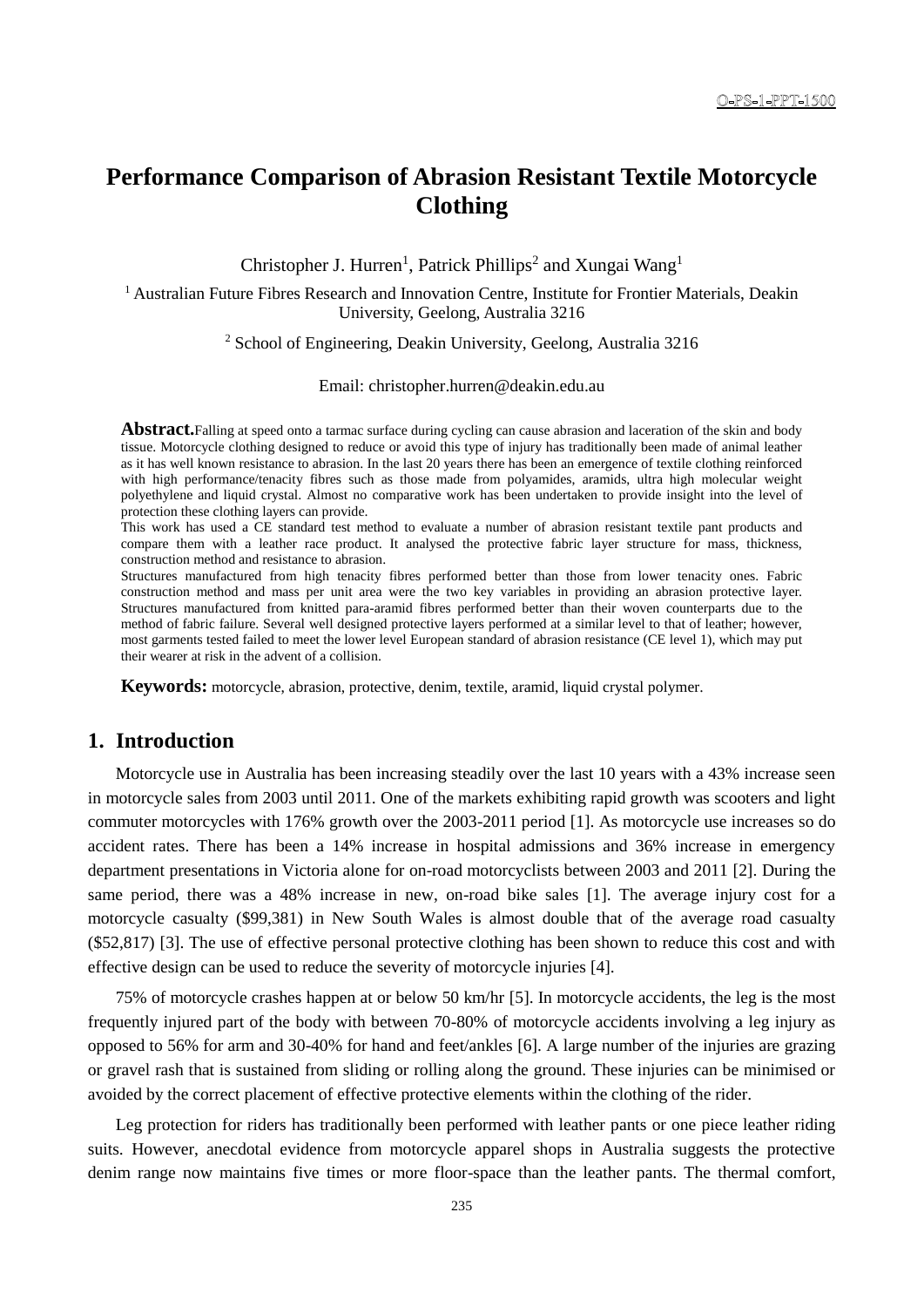# Performance Comparison of Abrasion Resistant Textile Motorcycle Clothing

Christopher J. Hurren[1], Patrick Phillips[2] and Xungai Wang[1]

[1] Australian Future Fibres Research and Innovation Centre, Institute for Frontier Materials, Deakin University, Geelong, Australia 3216

[2] School of Engineering, Deakin University, Geelong, Australia 3216

Email: christopher.hurren@deakin.edu.au

**Abstract.** Falling at speed onto a tarmac surface during cycling can cause abrasion and laceration of the skin and body tissue. Motorcycle clothing designed to reduce or avoid this type of injury has traditionally been made of animal leather as it has well known resistance to abrasion. In the last 20 years there has been an emergence of textile clothing reinforced with high performance/tenacity fibres such as those made from polyamides, aramids, ultra high molecular weight polyethylene and liquid crystal. Almost no comparative work has been undertaken to provide insight into the level of protection these clothing layers can provide.

This work has used a CE standard test method to evaluate a number of abrasion resistant textile pant products and compare them with a leather race product. It analysed the protective fabric layer structure for mass, thickness, construction method and resistance to abrasion.

Structures manufactured from high tenacity fibres performed better than those from lower tenacity ones. Fabric construction method and mass per unit area were the two key variables in providing an abrasion protective layer. Structures manufactured from knitted para-aramid fibres performed better than their woven counterparts due to the method of fabric failure. Several well designed protective layers performed at a similar level to that of leather; however, most garments tested failed to meet the lower level European standard of abrasion resistance (CE level 1), which may put their wearer at risk in the advent of a collision.

**Keywords:** motorcycle, abrasion, protective, denim, textile, aramid, liquid crystal polymer.

## 1. Introduction

Motorcycle use in Australia has been increasing steadily over the last 10 years with a 43% increase seen in motorcycle sales from 2003 until 2011. One of the markets exhibiting rapid growth was scooters and light commuter motorcycles with 176% growth over the 2003-2011 period [1]. As motorcycle use increases so do accident rates. There has been a 14% increase in hospital admissions and 36% increase in emergency department presentations in Victoria alone for on-road motorcyclists between 2003 and 2011 [2]. During the same period, there was a 48% increase in new, on-road bike sales [1]. The average injury cost for a motorcycle casualty ($99,381) in New South Wales is almost double that of the average road casualty ($52,817) [3]. The use of effective personal protective clothing has been shown to reduce this cost and with effective design can be used to reduce the severity of motorcycle injuries [4].

75% of motorcycle crashes happen at or below 50 km/hr [5]. In motorcycle accidents, the leg is the most frequently injured part of the body with between 70-80% of motorcycle accidents involving a leg injury as opposed to 56% for arm and 30-40% for hand and feet/ankles [6]. A large number of the injuries are grazing or gravel rash that is sustained from sliding or rolling along the ground. These injuries can be minimised or avoided by the correct placement of effective protective elements within the clothing of the rider.

Leg protection for riders has traditionally been performed with leather pants or one piece leather riding suits. However, anecdotal evidence from motorcycle apparel shops in Australia suggests the protective denim range now maintains five times or more floor-space than the leather pants. The thermal comfort,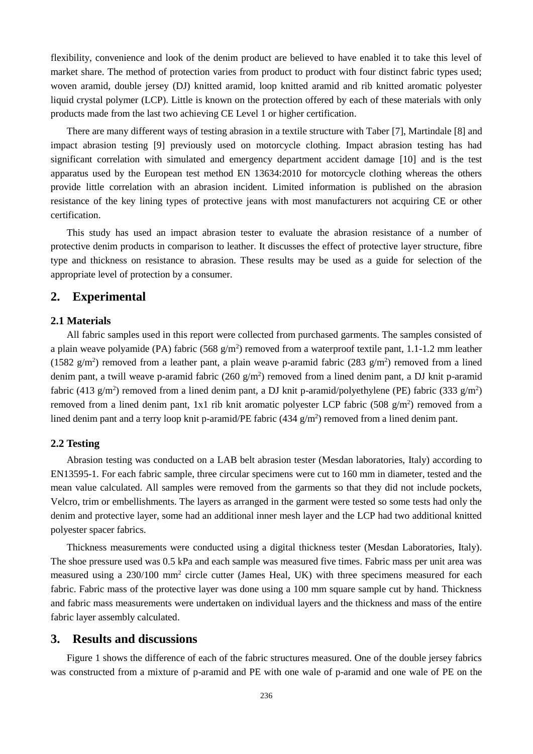flexibility, convenience and look of the denim product are believed to have enabled it to take this level of market share. The method of protection varies from product to product with four distinct fabric types used; woven aramid, double jersey (DJ) knitted aramid, loop knitted aramid and rib knitted aromatic polyester liquid crystal polymer (LCP). Little is known on the protection offered by each of these materials with only products made from the last two achieving CE Level 1 or higher certification.

There are many different ways of testing abrasion in a textile structure with Taber [7], Martindale [8] and impact abrasion testing [9] previously used on motorcycle clothing. Impact abrasion testing has had significant correlation with simulated and emergency department accident damage [10] and is the test apparatus used by the European test method EN 13634:2010 for motorcycle clothing whereas the others provide little correlation with an abrasion incident. Limited information is published on the abrasion resistance of the key lining types of protective jeans with most manufacturers not acquiring CE or other certification.

This study has used an impact abrasion tester to evaluate the abrasion resistance of a number of protective denim products in comparison to leather. It discusses the effect of protective layer structure, fibre type and thickness on resistance to abrasion. These results may be used as a guide for selection of the appropriate level of protection by a consumer.

## 2. Experimental

### 2.1 Materials

All fabric samples used in this report were collected from purchased garments. The samples consisted of a plain weave polyamide (PA) fabric (568 g/m$^2$) removed from a waterproof textile pant, 1.1-1.2 mm leather (1582 g/m$^2$) removed from a leather pant, a plain weave p-aramid fabric (283 g/m$^2$) removed from a lined denim pant, a twill weave p-aramid fabric (260 g/m$^2$) removed from a lined denim pant, a DJ knit p-aramid fabric (413 g/m$^2$) removed from a lined denim pant, a DJ knit p-aramid/polyethylene (PE) fabric (333 g/m$^2$) removed from a lined denim pant, 1x1 rib knit aromatic polyester LCP fabric (508 g/m$^2$) removed from a lined denim pant and a terry loop knit p-aramid/PE fabric (434 g/m$^2$) removed from a lined denim pant.

### 2.2 Testing

Abrasion testing was conducted on a LAB belt abrasion tester (Mesdan laboratories, Italy) according to EN13595-1. For each fabric sample, three circular specimens were cut to 160 mm in diameter, tested and the mean value calculated. All samples were removed from the garments so that they did not include pockets, Velcro, trim or embellishments. The layers as arranged in the garment were tested so some tests had only the denim and protective layer, some had an additional inner mesh layer and the LCP had two additional knitted polyester spacer fabrics.

Thickness measurements were conducted using a digital thickness tester (Mesdan Laboratories, Italy). The shoe pressure used was 0.5 kPa and each sample was measured five times. Fabric mass per unit area was measured using a 230/100 mm$^2$ circle cutter (James Heal, UK) with three specimens measured for each fabric. Fabric mass of the protective layer was done using a 100 mm square sample cut by hand. Thickness and fabric mass measurements were undertaken on individual layers and the thickness and mass of the entire fabric layer assembly calculated.

## 3. Results and discussions

Figure 1 shows the difference of each of the fabric structures measured. One of the double jersey fabrics was constructed from a mixture of p-aramid and PE with one wale of p-aramid and one wale of PE on the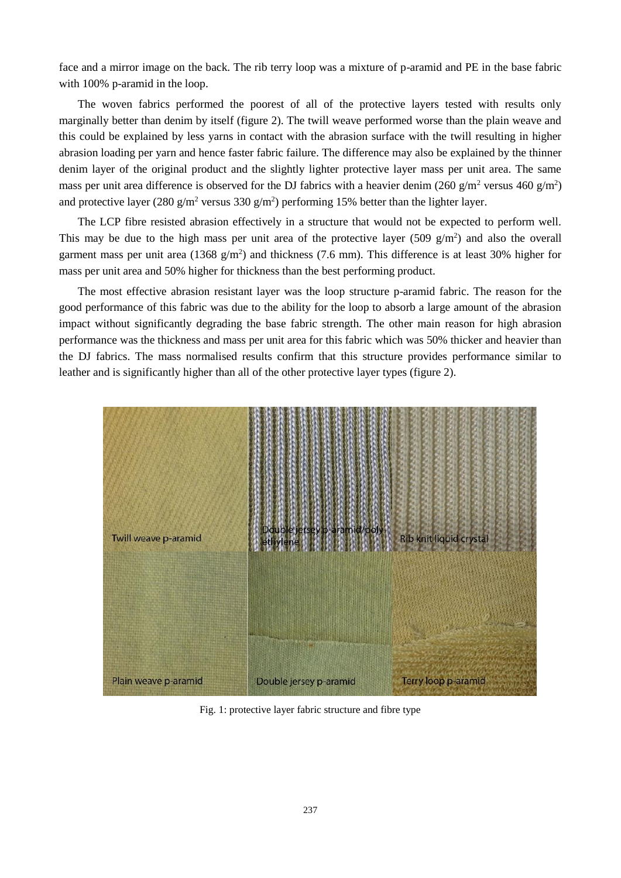face and a mirror image on the back. The rib terry loop was a mixture of p-aramid and PE in the base fabric with 100% p-aramid in the loop.

The woven fabrics performed the poorest of all of the protective layers tested with results only marginally better than denim by itself (figure 2). The twill weave performed worse than the plain weave and this could be explained by less yarns in contact with the abrasion surface with the twill resulting in higher abrasion loading per yarn and hence faster fabric failure. The difference may also be explained by the thinner denim layer of the original product and the slightly lighter protective layer mass per unit area. The same mass per unit area difference is observed for the DJ fabrics with a heavier denim (260 g/m$^2$ versus 460 g/m$^2$) and protective layer (280 g/m$^2$ versus 330 g/m$^2$) performing 15% better than the lighter layer.

The LCP fibre resisted abrasion effectively in a structure that would not be expected to perform well. This may be due to the high mass per unit area of the protective layer (509 g/m$^2$) and also the overall garment mass per unit area (1368 g/m$^2$) and thickness (7.6 mm). This difference is at least 30% higher for mass per unit area and 50% higher for thickness than the best performing product.

The most effective abrasion resistant layer was the loop structure p-aramid fabric. The reason for the good performance of this fabric was due to the ability for the loop to absorb a large amount of the abrasion impact without significantly degrading the base fabric strength. The other main reason for high abrasion performance was the thickness and mass per unit area for this fabric which was 50% thicker and heavier than the DJ fabrics. The mass normalised results confirm that this structure provides performance similar to leather and is significantly higher than all of the other protective layer types (figure 2).

Twill weave p-aramid | Double jersey p-aramid/poly-ethylene | Rib knit liquid crystal | Plain weave p-aramid | Double jersey p-aramid | Terry loop p-aramid

Fig. 1: protective layer fabric structure and fibre type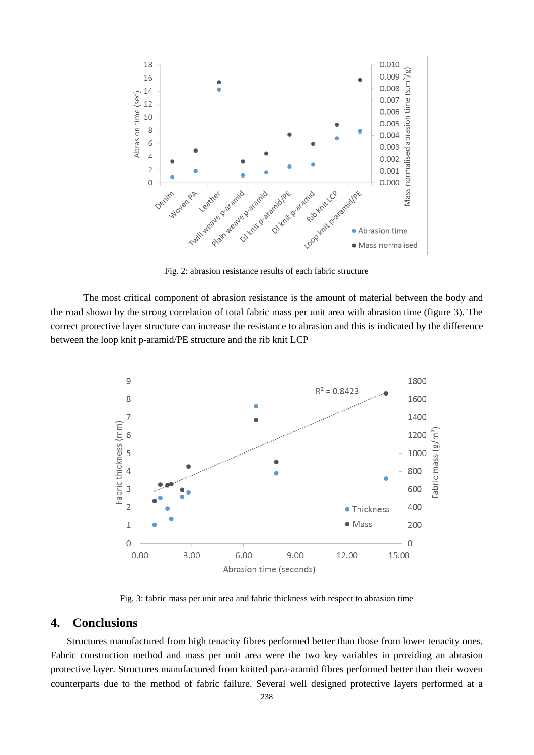Fig. 2: abrasion resistance results of each fabric structure

The most critical component of abrasion resistance is the amount of material between the body and the road shown by the strong correlation of total fabric mass per unit area with abrasion time (figure 3). The correct protective layer structure can increase the resistance to abrasion and this is indicated by the difference between the loop knit p-aramid/PE structure and the rib knit LCP

Fig. 3: fabric mass per unit area and fabric thickness with respect to abrasion time

## 4. Conclusions

Structures manufactured from high tenacity fibres performed better than those from lower tenacity ones. Fabric construction method and mass per unit area were the two key variables in providing an abrasion protective layer. Structures manufactured from knitted para-aramid fibres performed better than their woven counterparts due to the method of fabric failure. Several well designed protective layers performed at a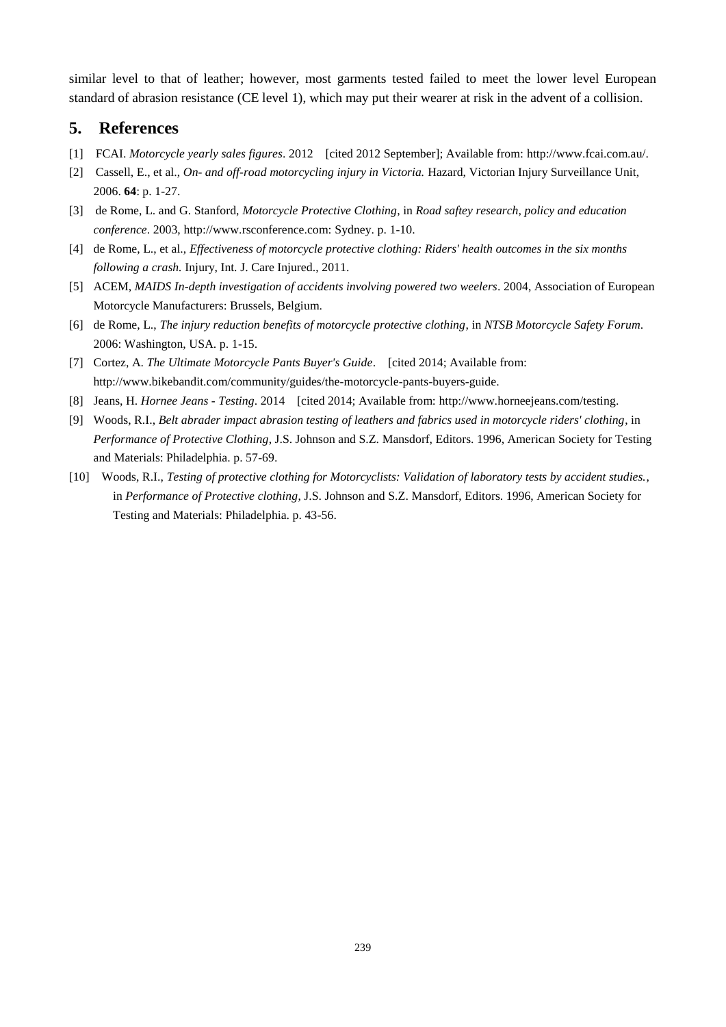similar level to that of leather; however, most garments tested failed to meet the lower level European standard of abrasion resistance (CE level 1), which may put their wearer at risk in the advent of a collision.

## 5. References

[1] FCAI. *Motorcycle yearly sales figures*. 2012 [cited 2012 September]; Available from: http://www.fcai.com.au/.

[2] Cassell, E., et al., *On- and off-road motorcycling injury in Victoria.* Hazard, Victorian Injury Surveillance Unit, 2006. **64**: p. 1-27.

[3] de Rome, L. and G. Stanford, *Motorcycle Protective Clothing*, in *Road saftey research, policy and education conference*. 2003, http://www.rsconference.com: Sydney. p. 1-10.

[4] de Rome, L., et al., *Effectiveness of motorcycle protective clothing: Riders' health outcomes in the six months following a crash.* Injury, Int. J. Care Injured., 2011.

[5] ACEM, *MAIDS In-depth investigation of accidents involving powered two weelers*. 2004, Association of European Motorcycle Manufacturers: Brussels, Belgium.

[6] de Rome, L., *The injury reduction benefits of motorcycle protective clothing*, in *NTSB Motorcycle Safety Forum*. 2006: Washington, USA. p. 1-15.

[7] Cortez, A. *The Ultimate Motorcycle Pants Buyer's Guide*. [cited 2014; Available from: http://www.bikebandit.com/community/guides/the-motorcycle-pants-buyers-guide.

[8] Jeans, H. *Hornee Jeans - Testing*. 2014 [cited 2014; Available from: http://www.horneejeans.com/testing.

[9] Woods, R.I., *Belt abrader impact abrasion testing of leathers and fabrics used in motorcycle riders' clothing*, in *Performance of Protective Clothing*, J.S. Johnson and S.Z. Mansdorf, Editors. 1996, American Society for Testing and Materials: Philadelphia. p. 57-69.

[10] Woods, R.I., *Testing of protective clothing for Motorcyclists: Validation of laboratory tests by accident studies.*, in *Performance of Protective clothing*, J.S. Johnson and S.Z. Mansdorf, Editors. 1996, American Society for Testing and Materials: Philadelphia. p. 43-56.